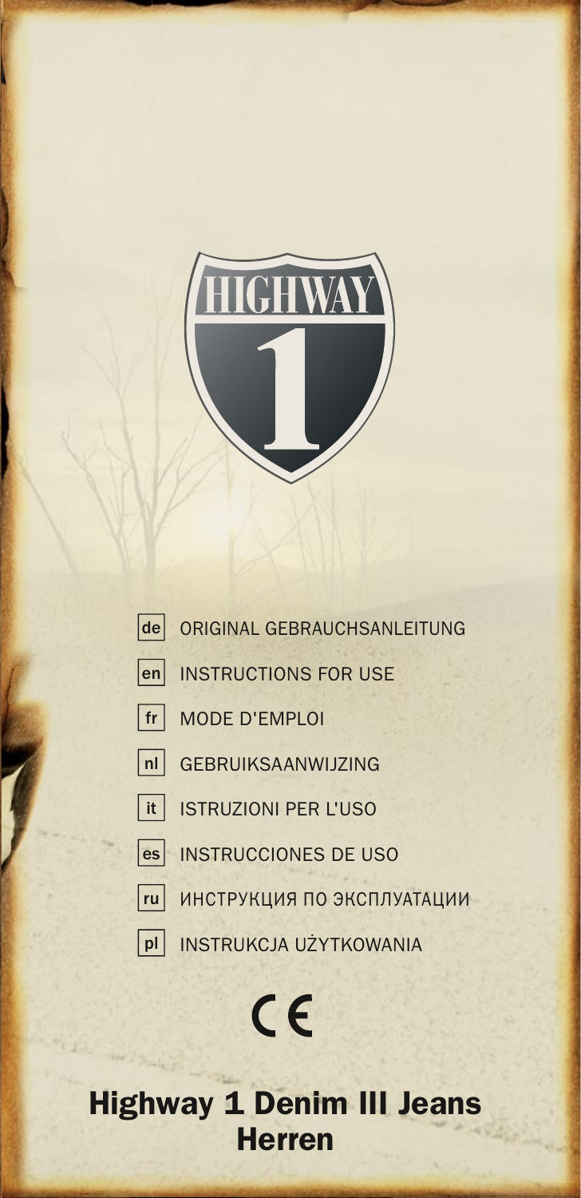HIGHWAY 1

de ORIGINAL GEBRAUCHSANLEITUNG

en INSTRUCTIONS FOR USE

fr MODE D'EMPLOI

nl GEBRUIKSAANWIJZING

it ISTRUZIONI PER L'USO

es INSTRUCCIONES DE USO

ru ИНСТРУКЦИЯ ПО ЭКСПЛУАТАЦИИ

pl INSTRUKCJA UŻYTKOWANIA

CE

# Highway 1 Denim III Jeans Herren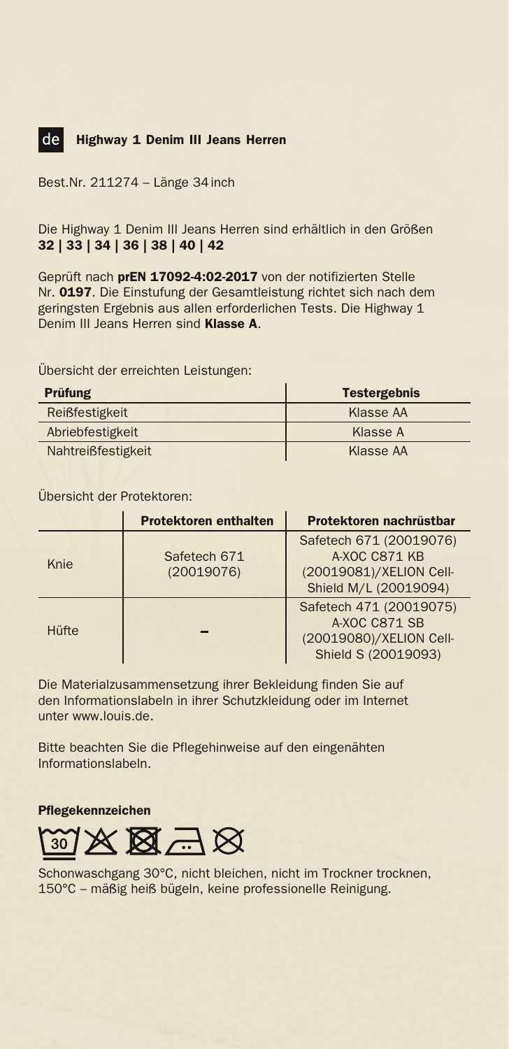## de Highway 1 Denim III Jeans Herren

Best.Nr. 211274 – Länge 34 inch

Die Highway 1 Denim III Jeans Herren sind erhältlich in den Größen
**32 | 33 | 34 | 36 | 38 | 40 | 42**

Geprüft nach **prEN 17092-4:02-2017** von der notifizierten Stelle Nr. **0197**. Die Einstufung der Gesamtleistung richtet sich nach dem geringsten Ergebnis aus allen erforderlichen Tests. Die Highway 1 Denim III Jeans Herren sind **Klasse A**.

Übersicht der erreichten Leistungen:

| Prüfung | Testergebnis |
|---|---|
| Reißfestigkeit | Klasse AA |
| Abriebfestigkeit | Klasse A |
| Nahtreißfestigkeit | Klasse AA |

Übersicht der Protektoren:

| | Protektoren enthalten | Protektoren nachrüstbar |
|---|---|---|
| Knie | Safetech 671 (20019076) | Safetech 671 (20019076) A-XOC C871 KB (20019081)/XELION Cell-Shield M/L (20019094) |
| Hüfte | – | Safetech 471 (20019075) A-XOC C871 SB (20019080)/XELION Cell-Shield S (20019093) |

Die Materialzusammensetzung ihrer Bekleidung finden Sie auf den Informationslabeln in ihrer Schutzkleidung oder im Internet unter www.louis.de.

Bitte beachten Sie die Pflegehinweise auf den eingenähten Informationslabeln.

### Pflegekennzeichen

Schonwaschgang 30°C, nicht bleichen, nicht im Trockner trocknen, 150°C – mäßig heiß bügeln, keine professionelle Reinigung.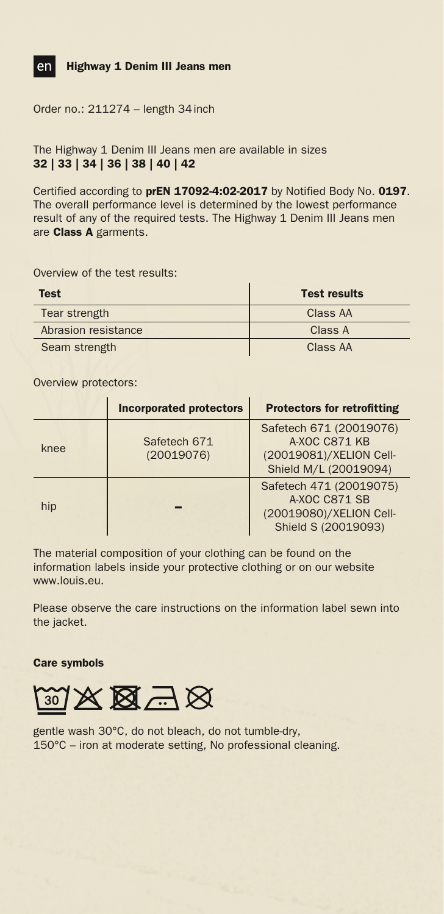## en Highway 1 Denim III Jeans men

Order no.: 211274 – length 34 inch

The Highway 1 Denim III Jeans men are available in sizes
**32 | 33 | 34 | 36 | 38 | 40 | 42**

Certified according to **prEN 17092-4:02-2017** by Notified Body No. **0197**. The overall performance level is determined by the lowest performance result of any of the required tests. The Highway 1 Denim III Jeans men are **Class A** garments.

Overview of the test results:

| Test | Test results |
| --- | --- |
| Tear strength | Class AA |
| Abrasion resistance | Class A |
| Seam strength | Class AA |

Overview protectors:

| | Incorporated protectors | Protectors for retrofitting |
| --- | --- | --- |
| knee | Safetech 671 (20019076) | Safetech 671 (20019076) A-XOC C871 KB (20019081)/XELION Cell-Shield M/L (20019094) |
| hip | – | Safetech 471 (20019075) A-XOC C871 SB (20019080)/XELION Cell-Shield S (20019093) |

The material composition of your clothing can be found on the information labels inside your protective clothing or on our website www.louis.eu.

Please observe the care instructions on the information label sewn into the jacket.

**Care symbols**

gentle wash 30°C, do not bleach, do not tumble-dry,
150°C – iron at moderate setting, No professional cleaning.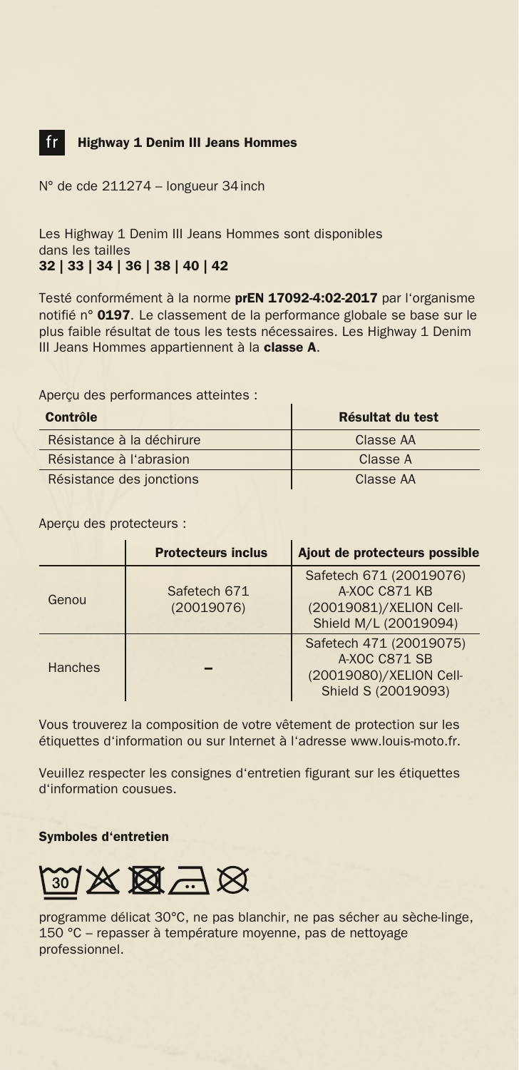fr

## Highway 1 Denim III Jeans Hommes

N° de cde 211274 – longueur 34 inch

Les Highway 1 Denim III Jeans Hommes sont disponibles dans les tailles
**32 | 33 | 34 | 36 | 38 | 40 | 42**

Testé conformément à la norme **prEN 17092-4:02-2017** par l'organisme notifié n° **0197**. Le classement de la performance globale se base sur le plus faible résultat de tous les tests nécessaires. Les Highway 1 Denim III Jeans Hommes appartiennent à la **classe A**.

Aperçu des performances atteintes :

| Contrôle | Résultat du test |
| --- | --- |
| Résistance à la déchirure | Classe AA |
| Résistance à l'abrasion | Classe A |
| Résistance des jonctions | Classe AA |

Aperçu des protecteurs :

| | Protecteurs inclus | Ajout de protecteurs possible |
| --- | --- | --- |
| Genou | Safetech 671 (20019076) | Safetech 671 (20019076) A-XOC C871 KB (20019081)/XELION Cell-Shield M/L (20019094) |
| Hanches | – | Safetech 471 (20019075) A-XOC C871 SB (20019080)/XELION Cell-Shield S (20019093) |

Vous trouverez la composition de votre vêtement de protection sur les étiquettes d'information ou sur Internet à l'adresse www.louis-moto.fr.

Veuillez respecter les consignes d'entretien figurant sur les étiquettes d'information cousues.

### Symboles d'entretien

programme délicat 30°C, ne pas blanchir, ne pas sécher au sèche-linge, 150 °C – repasser à température moyenne, pas de nettoyage professionnel.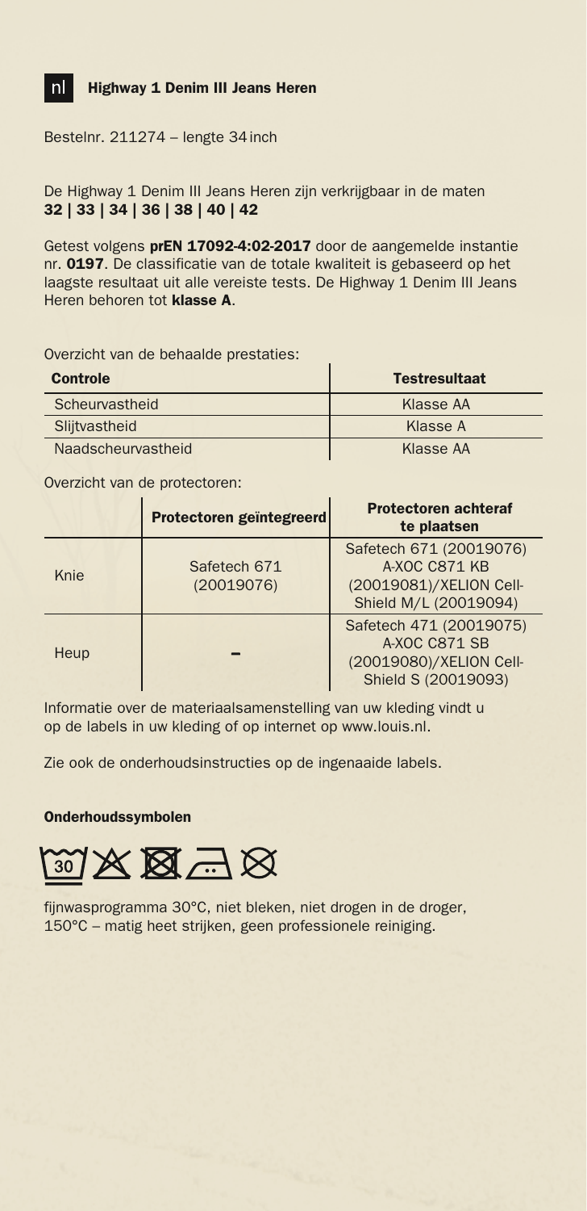## nl Highway 1 Denim III Jeans Heren

Bestelnr. 211274 – lengte 34 inch

De Highway 1 Denim III Jeans Heren zijn verkrijgbaar in de maten
**32 | 33 | 34 | 36 | 38 | 40 | 42**

Getest volgens **prEN 17092-4:02-2017** door de aangemelde instantie nr. **0197**. De classificatie van de totale kwaliteit is gebaseerd op het laagste resultaat uit alle vereiste tests. De Highway 1 Denim III Jeans Heren behoren tot **klasse A**.

Overzicht van de behaalde prestaties:

| Controle | Testresultaat |
|---|---|
| Scheurvastheid | Klasse AA |
| Slijtvastheid | Klasse A |
| Naadscheurvastheid | Klasse AA |

Overzicht van de protectoren:

| | Protectoren geïntegreerd | Protectoren achteraf te plaatsen |
|---|---|---|
| Knie | Safetech 671 (20019076) | Safetech 671 (20019076) A-XOC C871 KB (20019081)/XELION Cell-Shield M/L (20019094) |
| Heup | – | Safetech 471 (20019075) A-XOC C871 SB (20019080)/XELION Cell-Shield S (20019093) |

Informatie over de materiaalsamenstelling van uw kleding vindt u op de labels in uw kleding of op internet op www.louis.nl.

Zie ook de onderhoudsinstructies op de ingenaaide labels.

### Onderhoudssymbolen

fijnwasprogramma 30°C, niet bleken, niet drogen in de droger, 150°C – matig heet strijken, geen professionele reiniging.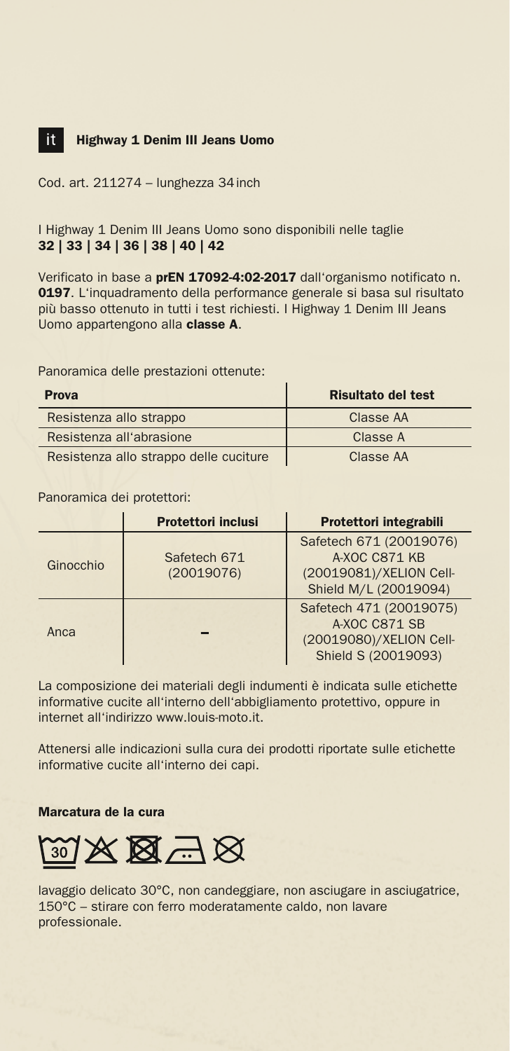## it Highway 1 Denim III Jeans Uomo

Cod. art. 211274 – lunghezza 34 inch

I Highway 1 Denim III Jeans Uomo sono disponibili nelle taglie
**32 | 33 | 34 | 36 | 38 | 40 | 42**

Verificato in base a **prEN 17092-4:02-2017** dall'organismo notificato n. **0197**. L'inquadramento della performance generale si basa sul risultato più basso ottenuto in tutti i test richiesti. I Highway 1 Denim III Jeans Uomo appartengono alla **classe A**.

Panoramica delle prestazioni ottenute:

| Prova | Risultato del test |
|---|---|
| Resistenza allo strappo | Classe AA |
| Resistenza all'abrasione | Classe A |
| Resistenza allo strappo delle cuciture | Classe AA |

Panoramica dei protettori:

| | Protettori inclusi | Protettori integrabili |
|---|---|---|
| Ginocchio | Safetech 671 (20019076) | Safetech 671 (20019076) A-XOC C871 KB (20019081)/XELION Cell-Shield M/L (20019094) |
| Anca | – | Safetech 471 (20019075) A-XOC C871 SB (20019080)/XELION Cell-Shield S (20019093) |

La composizione dei materiali degli indumenti è indicata sulle etichette informative cucite all'interno dell'abbigliamento protettivo, oppure in internet all'indirizzo www.louis-moto.it.

Attenersi alle indicazioni sulla cura dei prodotti riportate sulle etichette informative cucite all'interno dei capi.

### Marcatura de la cura

lavaggio delicato 30°C, non candeggiare, non asciugare in asciugatrice, 150°C – stirare con ferro moderatamente caldo, non lavare professionale.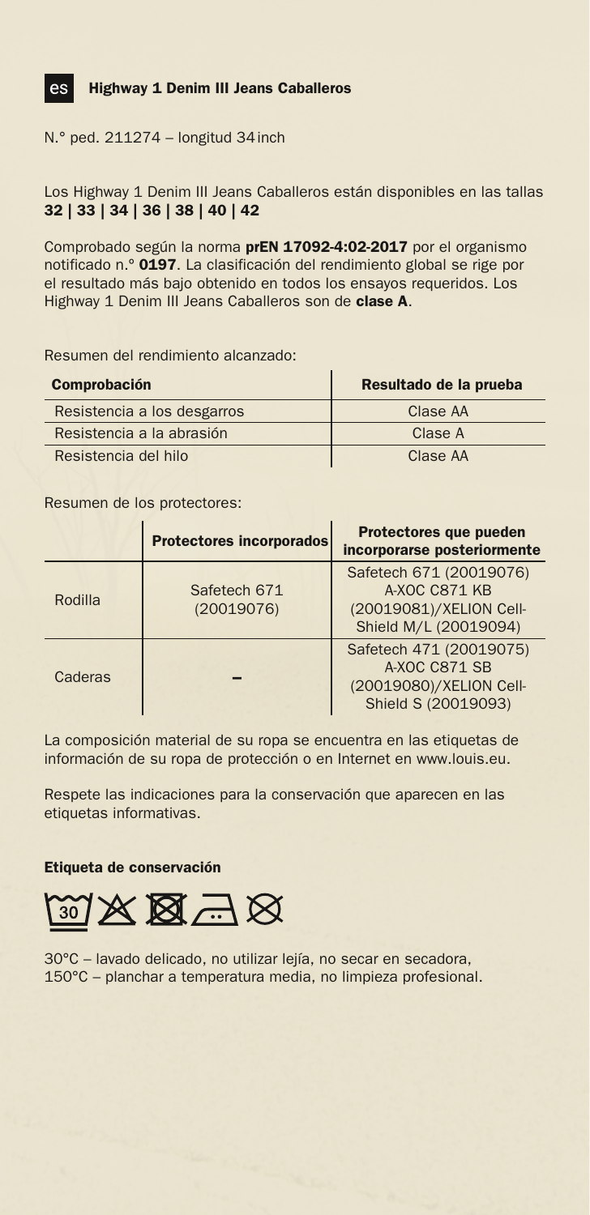## es Highway 1 Denim III Jeans Caballeros

N.° ped. 211274 – longitud 34 inch

Los Highway 1 Denim III Jeans Caballeros están disponibles en las tallas **32 | 33 | 34 | 36 | 38 | 40 | 42**

Comprobado según la norma **prEN 17092-4:02-2017** por el organismo notificado n.° **0197**. La clasificación del rendimiento global se rige por el resultado más bajo obtenido en todos los ensayos requeridos. Los Highway 1 Denim III Jeans Caballeros son de **clase A**.

Resumen del rendimiento alcanzado:

| Comprobación | Resultado de la prueba |
|---|---|
| Resistencia a los desgarros | Clase AA |
| Resistencia a la abrasión | Clase A |
| Resistencia del hilo | Clase AA |

Resumen de los protectores:

| | Protectores incorporados | Protectores que pueden incorporarse posteriormente |
|---|---|---|
| Rodilla | Safetech 671 (20019076) | Safetech 671 (20019076) A-XOC C871 KB (20019081)/XELION Cell-Shield M/L (20019094) |
| Caderas | – | Safetech 471 (20019075) A-XOC C871 SB (20019080)/XELION Cell-Shield S (20019093) |

La composición material de su ropa se encuentra en las etiquetas de información de su ropa de protección o en Internet en www.louis.eu.

Respete las indicaciones para la conservación que aparecen en las etiquetas informativas.

**Etiqueta de conservación**

30°C – lavado delicado, no utilizar lejía, no secar en secadora, 150°C – planchar a temperatura media, no limpieza profesional.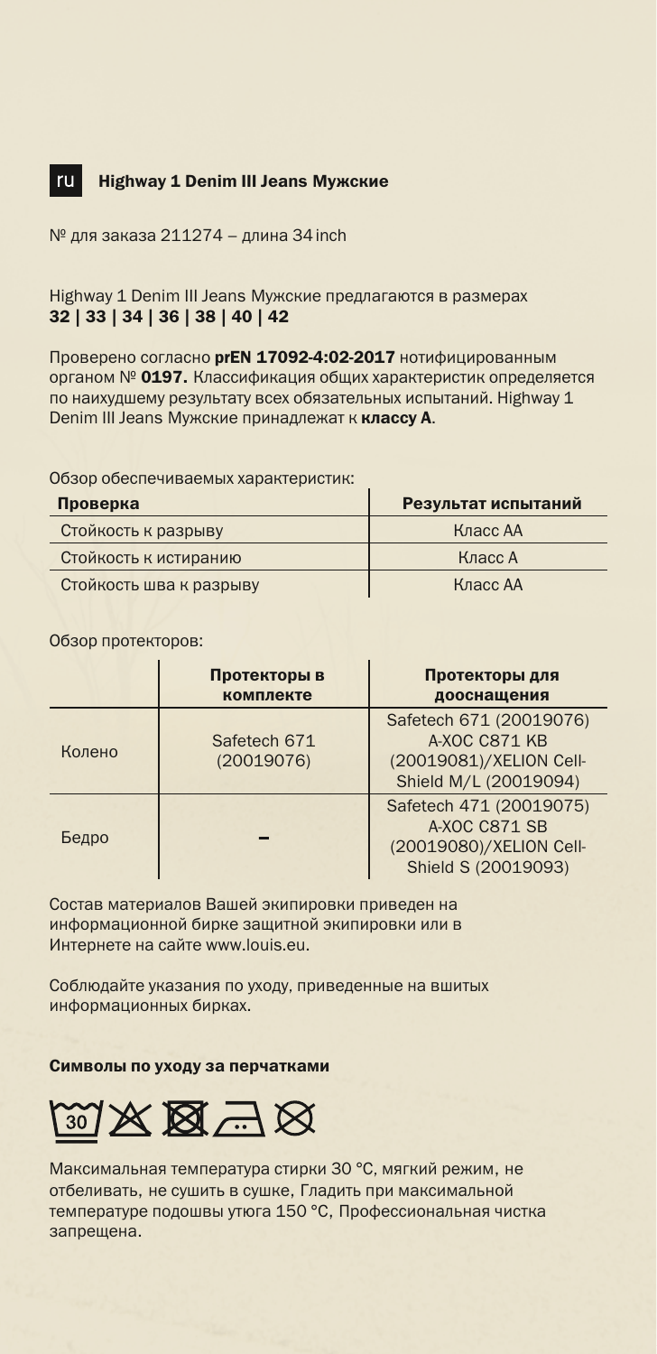## ru Highway 1 Denim III Jeans Мужские

№ для заказа 211274 – длина 34 inch

Highway 1 Denim III Jeans Мужские предлагаются в размерах
**32 | 33 | 34 | 36 | 38 | 40 | 42**

Проверено согласно **prEN 17092-4:02-2017** нотифицированным органом № **0197.** Классификация общих характеристик определяется по наихудшему результату всех обязательных испытаний. Highway 1 Denim III Jeans Мужские принадлежат к **классу A**.

Обзор обеспечиваемых характеристик:

| Проверка | Результат испытаний |
|---|---|
| Стойкость к разрыву | Класс AA |
| Стойкость к истиранию | Класс A |
| Стойкость шва к разрыву | Класс AA |

Обзор протекторов:

| | Протекторы в комплекте | Протекторы для дооснащения |
|---|---|---|
| Колено | Safetech 671 (20019076) | Safetech 671 (20019076) A-XOC C871 KB (20019081)/XELION Cell-Shield M/L (20019094) |
| Бедро | – | Safetech 471 (20019075) A-XOC C871 SB (20019080)/XELION Cell-Shield S (20019093) |

Состав материалов Вашей экипировки приведен на информационной бирке защитной экипировки или в Интернете на сайте www.louis.eu.

Соблюдайте указания по уходу, приведенные на вшитых информационных бирках.

### Символы по уходу за перчатками

Максимальная температура стирки 30 °C, мягкий режим, не отбеливать, не сушить в сушке, Гладить при максимальной температуре подошвы утюга 150 °C, Профессиональная чистка запрещена.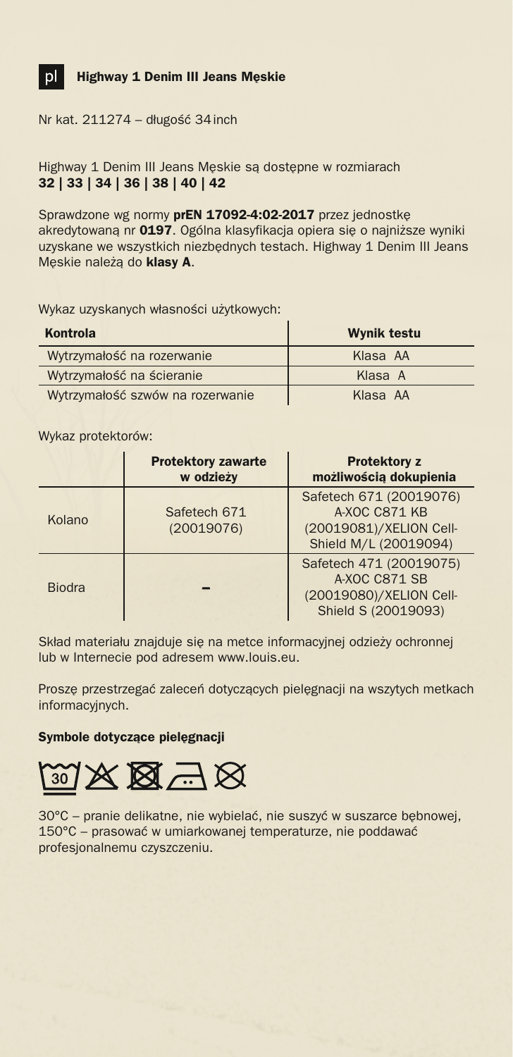pl

## Highway 1 Denim III Jeans Męskie

Nr kat. 211274 – długość 34 inch

Highway 1 Denim III Jeans Męskie są dostępne w rozmiarach
**32 | 33 | 34 | 36 | 38 | 40 | 42**

Sprawdzone wg normy **prEN 17092-4:02-2017** przez jednostkę akredytowaną nr **0197**. Ogólna klasyfikacja opiera się o najniższe wyniki uzyskane we wszystkich niezbędnych testach. Highway 1 Denim III Jeans Męskie należą do **klasy A**.

Wykaz uzyskanych własności użytkowych:

| Kontrola | Wynik testu |
|---|---|
| Wytrzymałość na rozerwanie | Klasa AA |
| Wytrzymałość na ścieranie | Klasa A |
| Wytrzymałość szwów na rozerwanie | Klasa AA |

Wykaz protektorów:

| | Protektory zawarte w odzieży | Protektory z możliwością dokupienia |
|---|---|---|
| Kolano | Safetech 671 (20019076) | Safetech 671 (20019076) A-XOC C871 KB (20019081)/XELION Cell-Shield M/L (20019094) |
| Biodra | – | Safetech 471 (20019075) A-XOC C871 SB (20019080)/XELION Cell-Shield S (20019093) |

Skład materiału znajduje się na metce informacyjnej odzieży ochronnej lub w Internecie pod adresem www.louis.eu.

Proszę przestrzegać zaleceń dotyczących pielęgnacji na wszytych metkach informacyjnych.

### Symbole dotyczące pielęgnacji

30°C – pranie delikatne, nie wybielać, nie suszyć w suszarce bębnowej, 150°C – prasować w umiarkowanej temperaturze, nie poddawać profesjonalnemu czyszczeniu.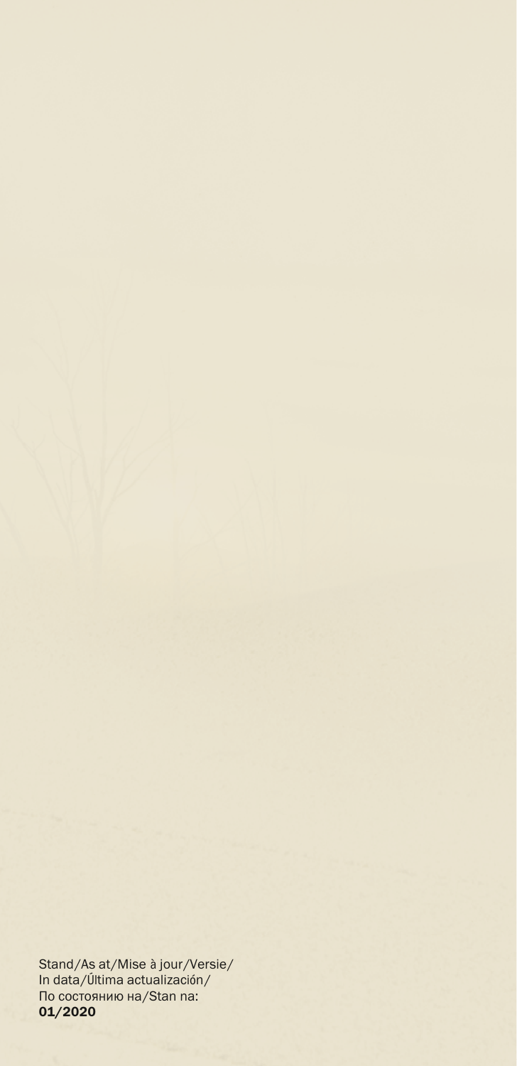Stand/As at/Mise à jour/Versie/
In data/Última actualización/
По состоянию на/Stan na:
**01/2020**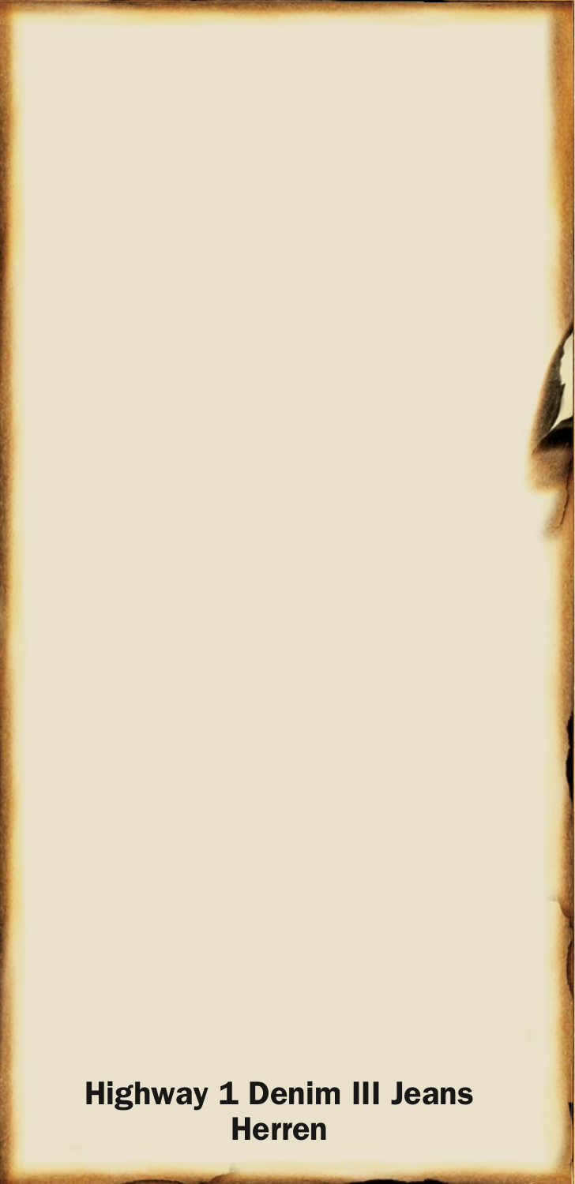**Highway 1 Denim III Jeans Herren**